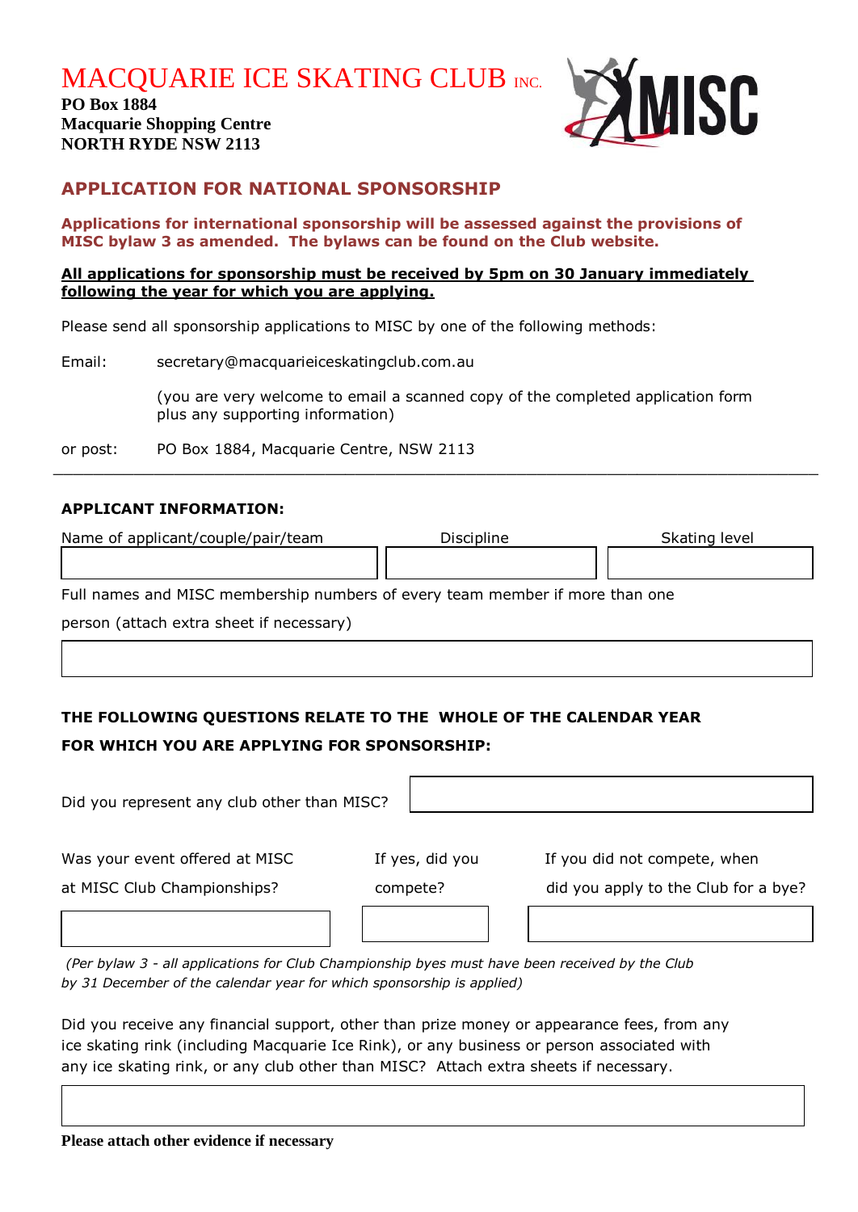# MACQUARIE ICE SKATING CLUB INC.

**PO Box 1884**
**Macquarie Shopping Centre**
**NORTH RYDE NSW 2113**

## APPLICATION FOR NATIONAL SPONSORSHIP

**Applications for international sponsorship will be assessed against the provisions of MISC bylaw 3 as amended. The bylaws can be found on the Club website.**

**All applications for sponsorship must be received by 5pm on 30 January immediately following the year for which you are applying.**

Please send all sponsorship applications to MISC by one of the following methods:

Email: secretary@macquarieiceskatingclub.com.au

(you are very welcome to email a scanned copy of the completed application form plus any supporting information)

or post: PO Box 1884, Macquarie Centre, NSW 2113

---

**APPLICANT INFORMATION:**

| Name of applicant/couple/pair/team | Discipline | Skating level |
|---|---|---|
| | | |

Full names and MISC membership numbers of every team member if more than one person (attach extra sheet if necessary)

| |
|---|
| |

**THE FOLLOWING QUESTIONS RELATE TO THE WHOLE OF THE CALENDAR YEAR FOR WHICH YOU ARE APPLYING FOR SPONSORSHIP:**

| Did you represent any club other than MISC? | |
|---|---|

| Was your event offered at MISC at MISC Club Championships? | If yes, did you compete? | If you did not compete, when did you apply to the Club for a bye? |
|---|---|---|
| | | |

*(Per bylaw 3 - all applications for Club Championship byes must have been received by the Club by 31 December of the calendar year for which sponsorship is applied)*

Did you receive any financial support, other than prize money or appearance fees, from any ice skating rink (including Macquarie Ice Rink), or any business or person associated with any ice skating rink, or any club other than MISC? Attach extra sheets if necessary.

| |
|---|
| |

**Please attach other evidence if necessary**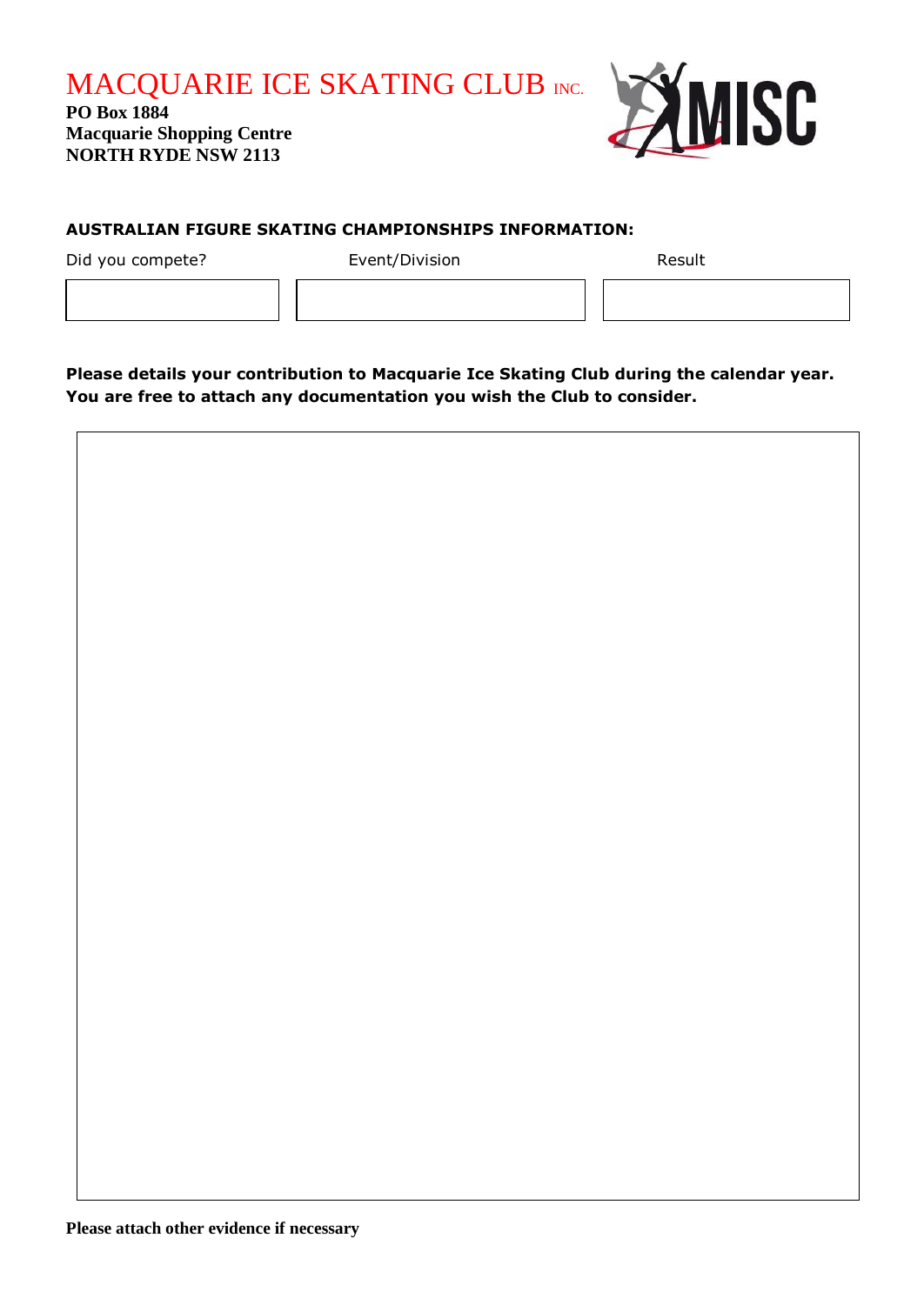# MACQUARIE ICE SKATING CLUB INC.

**PO Box 1884**
**Macquarie Shopping Centre**
**NORTH RYDE NSW 2113**

MISC

**AUSTRALIAN FIGURE SKATING CHAMPIONSHIPS INFORMATION:**

| Did you compete? | Event/Division | Result |
|---|---|---|
| | | |

**Please details your contribution to Macquarie Ice Skating Club during the calendar year. You are free to attach any documentation you wish the Club to consider.**

**Please attach other evidence if necessary**